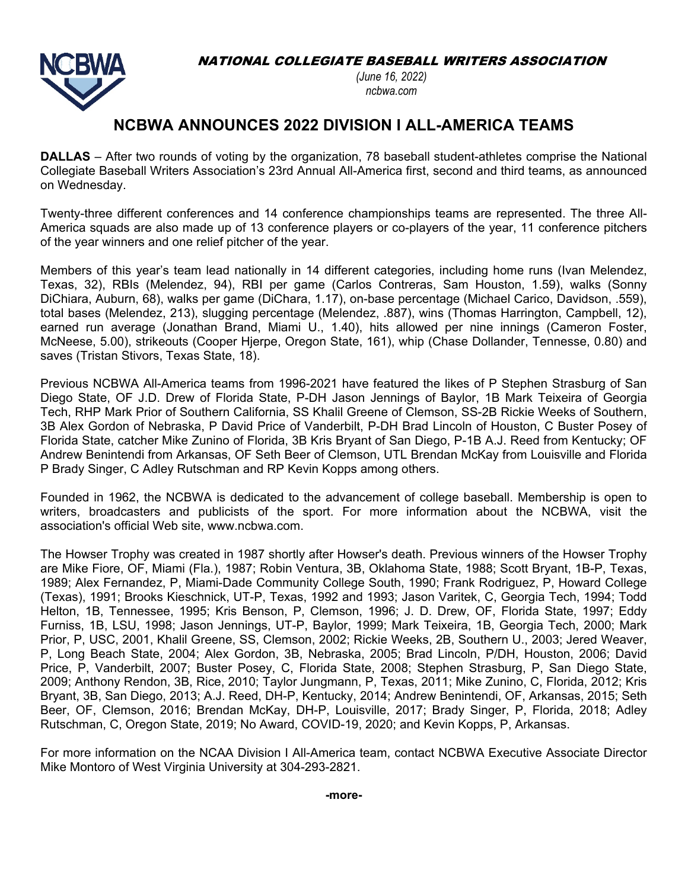NCBWA

*NATIONAL COLLEGIATE BASEBALL WRITERS ASSOCIATION*

*(June 16, 2022)*
*ncbwa.com*

# NCBWA ANNOUNCES 2022 DIVISION I ALL-AMERICA TEAMS

**DALLAS** – After two rounds of voting by the organization, 78 baseball student-athletes comprise the National Collegiate Baseball Writers Association's 23rd Annual All-America first, second and third teams, as announced on Wednesday.

Twenty-three different conferences and 14 conference championships teams are represented. The three All-America squads are also made up of 13 conference players or co-players of the year, 11 conference pitchers of the year winners and one relief pitcher of the year.

Members of this year's team lead nationally in 14 different categories, including home runs (Ivan Melendez, Texas, 32), RBIs (Melendez, 94), RBI per game (Carlos Contreras, Sam Houston, 1.59), walks (Sonny DiChiara, Auburn, 68), walks per game (DiChara, 1.17), on-base percentage (Michael Carico, Davidson, .559), total bases (Melendez, 213), slugging percentage (Melendez, .887), wins (Thomas Harrington, Campbell, 12), earned run average (Jonathan Brand, Miami U., 1.40), hits allowed per nine innings (Cameron Foster, McNeese, 5.00), strikeouts (Cooper Hjerpe, Oregon State, 161), whip (Chase Dollander, Tennesse, 0.80) and saves (Tristan Stivors, Texas State, 18).

Previous NCBWA All-America teams from 1996-2021 have featured the likes of P Stephen Strasburg of San Diego State, OF J.D. Drew of Florida State, P-DH Jason Jennings of Baylor, 1B Mark Teixeira of Georgia Tech, RHP Mark Prior of Southern California, SS Khalil Greene of Clemson, SS-2B Rickie Weeks of Southern, 3B Alex Gordon of Nebraska, P David Price of Vanderbilt, P-DH Brad Lincoln of Houston, C Buster Posey of Florida State, catcher Mike Zunino of Florida, 3B Kris Bryant of San Diego, P-1B A.J. Reed from Kentucky; OF Andrew Benintendi from Arkansas, OF Seth Beer of Clemson, UTL Brendan McKay from Louisville and Florida P Brady Singer, C Adley Rutschman and RP Kevin Kopps among others.

Founded in 1962, the NCBWA is dedicated to the advancement of college baseball. Membership is open to writers, broadcasters and publicists of the sport. For more information about the NCBWA, visit the association's official Web site, www.ncbwa.com.

The Howser Trophy was created in 1987 shortly after Howser's death. Previous winners of the Howser Trophy are Mike Fiore, OF, Miami (Fla.), 1987; Robin Ventura, 3B, Oklahoma State, 1988; Scott Bryant, 1B-P, Texas, 1989; Alex Fernandez, P, Miami-Dade Community College South, 1990; Frank Rodriguez, P, Howard College (Texas), 1991; Brooks Kieschnick, UT-P, Texas, 1992 and 1993; Jason Varitek, C, Georgia Tech, 1994; Todd Helton, 1B, Tennessee, 1995; Kris Benson, P, Clemson, 1996; J. D. Drew, OF, Florida State, 1997; Eddy Furniss, 1B, LSU, 1998; Jason Jennings, UT-P, Baylor, 1999; Mark Teixeira, 1B, Georgia Tech, 2000; Mark Prior, P, USC, 2001, Khalil Greene, SS, Clemson, 2002; Rickie Weeks, 2B, Southern U., 2003; Jered Weaver, P, Long Beach State, 2004; Alex Gordon, 3B, Nebraska, 2005; Brad Lincoln, P/DH, Houston, 2006; David Price, P, Vanderbilt, 2007; Buster Posey, C, Florida State, 2008; Stephen Strasburg, P, San Diego State, 2009; Anthony Rendon, 3B, Rice, 2010; Taylor Jungmann, P, Texas, 2011; Mike Zunino, C, Florida, 2012; Kris Bryant, 3B, San Diego, 2013; A.J. Reed, DH-P, Kentucky, 2014; Andrew Benintendi, OF, Arkansas, 2015; Seth Beer, OF, Clemson, 2016; Brendan McKay, DH-P, Louisville, 2017; Brady Singer, P, Florida, 2018; Adley Rutschman, C, Oregon State, 2019; No Award, COVID-19, 2020; and Kevin Kopps, P, Arkansas.

For more information on the NCAA Division I All-America team, contact NCBWA Executive Associate Director Mike Montoro of West Virginia University at 304-293-2821.

**-more-**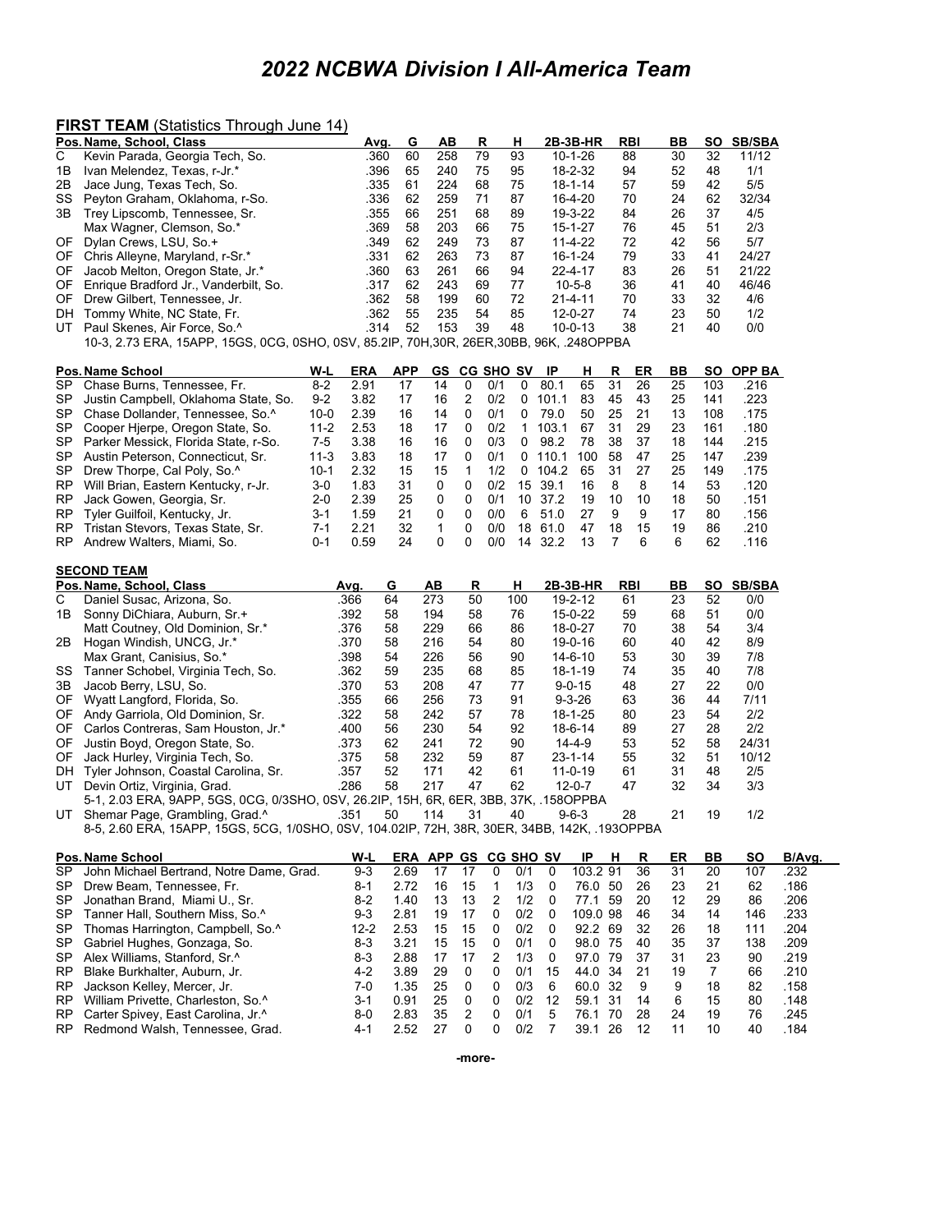# *2022 NCBWA Division I All-America Team*

## FIRST TEAM (Statistics Through June 14)

| Pos. | Name, School, Class | Avg. | G | AB | R | H | 2B-3B-HR | RBI | BB | SO | SB/SBA |
|---|---|---|---|---|---|---|---|---|---|---|---|
| C | Kevin Parada, Georgia Tech, So. | .360 | 60 | 258 | 79 | 93 | 10-1-26 | 88 | 30 | 32 | 11/12 |
| 1B | Ivan Melendez, Texas, r-Jr.* | .396 | 65 | 240 | 75 | 95 | 18-2-32 | 94 | 52 | 48 | 1/1 |
| 2B | Jace Jung, Texas Tech, So. | .335 | 61 | 224 | 68 | 75 | 18-1-14 | 57 | 59 | 42 | 5/5 |
| SS | Peyton Graham, Oklahoma, r-So. | .336 | 62 | 259 | 71 | 87 | 16-4-20 | 70 | 24 | 62 | 32/34 |
| 3B | Trey Lipscomb, Tennessee, Sr. | .355 | 66 | 251 | 68 | 89 | 19-3-22 | 84 | 26 | 37 | 4/5 |
| | Max Wagner, Clemson, So.* | .369 | 58 | 203 | 66 | 75 | 15-1-27 | 76 | 45 | 51 | 2/3 |
| OF | Dylan Crews, LSU, So.+ | .349 | 62 | 249 | 73 | 87 | 11-4-22 | 72 | 42 | 56 | 5/7 |
| OF | Chris Alleyne, Maryland, r-Sr.* | .331 | 62 | 263 | 73 | 87 | 16-1-24 | 79 | 33 | 41 | 24/27 |
| OF | Jacob Melton, Oregon State, Jr.* | .360 | 63 | 261 | 66 | 94 | 22-4-17 | 83 | 26 | 51 | 21/22 |
| OF | Enrique Bradford Jr., Vanderbilt, So. | .317 | 62 | 243 | 69 | 77 | 10-5-8 | 36 | 41 | 40 | 46/46 |
| OF | Drew Gilbert, Tennessee, Jr. | .362 | 58 | 199 | 60 | 72 | 21-4-11 | 70 | 33 | 32 | 4/6 |
| DH | Tommy White, NC State, Fr. | .362 | 55 | 235 | 54 | 85 | 12-0-27 | 74 | 23 | 50 | 1/2 |
| UT | Paul Skenes, Air Force, So.^ | .314 | 52 | 153 | 39 | 48 | 10-0-13 | 38 | 21 | 40 | 0/0 |

10-3, 2.73 ERA, 15APP, 15GS, 0CG, 0SHO, 0SV, 85.2IP, 70H,30R, 26ER,30BB, 96K, .248OPPBA

| Pos. | Name School | W-L | ERA | APP | GS | CG | SHO | SV | IP | H | R | ER | BB | SO | OPP BA |
|---|---|---|---|---|---|---|---|---|---|---|---|---|---|---|---|
| SP | Chase Burns, Tennessee, Fr. | 8-2 | 2.91 | 17 | 14 | 0 | 0/1 | 0 | 80.1 | 65 | 31 | 26 | 25 | 103 | .216 |
| SP | Justin Campbell, Oklahoma State, So. | 9-2 | 3.82 | 17 | 16 | 2 | 0/2 | 0 | 101.1 | 83 | 45 | 43 | 25 | 141 | .223 |
| SP | Chase Dollander, Tennessee, So.^ | 10-0 | 2.39 | 16 | 14 | 0 | 0/1 | 0 | 79.0 | 50 | 25 | 21 | 13 | 108 | .175 |
| SP | Cooper Hjerpe, Oregon State, So. | 11-2 | 2.53 | 18 | 17 | 0 | 0/2 | 1 | 103.1 | 67 | 31 | 29 | 23 | 161 | .180 |
| SP | Parker Messick, Florida State, r-So. | 7-5 | 3.38 | 16 | 16 | 0 | 0/3 | 0 | 98.2 | 78 | 38 | 37 | 18 | 144 | .215 |
| SP | Austin Peterson, Connecticut, Sr. | 11-3 | 3.83 | 18 | 17 | 0 | 0/1 | 0 | 110.1 | 100 | 58 | 47 | 25 | 147 | .239 |
| SP | Drew Thorpe, Cal Poly, So.^ | 10-1 | 2.32 | 15 | 15 | 1 | 1/2 | 0 | 104.2 | 65 | 31 | 27 | 25 | 149 | .175 |
| RP | Will Brian, Eastern Kentucky, r-Jr. | 3-0 | 1.83 | 31 | 0 | 0 | 0/2 | 15 | 39.1 | 16 | 8 | 8 | 14 | 53 | .120 |
| RP | Jack Gowen, Georgia, Sr. | 2-0 | 2.39 | 25 | 0 | 0 | 0/1 | 10 | 37.2 | 19 | 10 | 10 | 18 | 50 | .151 |
| RP | Tyler Guilfoil, Kentucky, Jr. | 3-1 | 1.59 | 21 | 0 | 0 | 0/0 | 6 | 51.0 | 27 | 9 | 9 | 17 | 80 | .156 |
| RP | Tristan Stevors, Texas State, Sr. | 7-1 | 2.21 | 32 | 1 | 0 | 0/0 | 18 | 61.0 | 47 | 18 | 15 | 19 | 86 | .210 |
| RP | Andrew Walters, Miami, So. | 0-1 | 0.59 | 24 | 0 | 0 | 0/0 | 14 | 32.2 | 13 | 7 | 6 | 6 | 62 | .116 |

## SECOND TEAM

| Pos. | Name, School, Class | Avg. | G | AB | R | H | 2B-3B-HR | RBI | BB | SO | SB/SBA |
|---|---|---|---|---|---|---|---|---|---|---|---|
| C | Daniel Susac, Arizona, So. | .366 | 64 | 273 | 50 | 100 | 19-2-12 | 61 | 23 | 52 | 0/0 |
| 1B | Sonny DiChiara, Auburn, Sr.+ | .392 | 58 | 194 | 58 | 76 | 15-0-22 | 59 | 68 | 51 | 0/0 |
| | Matt Coutney, Old Dominion, Sr.* | .376 | 58 | 229 | 66 | 86 | 18-0-27 | 70 | 38 | 54 | 3/4 |
| 2B | Hogan Windish, UNCG, Jr.* | .370 | 58 | 216 | 54 | 80 | 19-0-16 | 60 | 40 | 42 | 8/9 |
| | Max Grant, Canisius, So.* | .398 | 54 | 226 | 56 | 90 | 14-6-10 | 53 | 30 | 39 | 7/8 |
| SS | Tanner Schobel, Virginia Tech, So. | .362 | 59 | 235 | 68 | 85 | 18-1-19 | 74 | 35 | 40 | 7/8 |
| 3B | Jacob Berry, LSU, So. | .370 | 53 | 208 | 47 | 77 | 9-0-15 | 48 | 27 | 22 | 0/0 |
| OF | Wyatt Langford, Florida, So. | .355 | 66 | 256 | 73 | 91 | 9-3-26 | 63 | 36 | 44 | 7/11 |
| OF | Andy Garriola, Old Dominion, Sr. | .322 | 58 | 242 | 57 | 78 | 18-1-25 | 80 | 23 | 54 | 2/2 |
| OF | Carlos Contreras, Sam Houston, Jr.* | .400 | 56 | 230 | 54 | 92 | 18-6-14 | 89 | 27 | 28 | 2/2 |
| OF | Justin Boyd, Oregon State, So. | .373 | 62 | 241 | 72 | 90 | 14-4-9 | 53 | 52 | 58 | 24/31 |
| OF | Jack Hurley, Virginia Tech, So. | .375 | 58 | 232 | 59 | 87 | 23-1-14 | 55 | 32 | 51 | 10/12 |
| DH | Tyler Johnson, Coastal Carolina, Sr. | .357 | 52 | 171 | 42 | 61 | 11-0-19 | 61 | 31 | 48 | 2/5 |
| UT | Devin Ortiz, Virginia, Grad. | .286 | 58 | 217 | 47 | 62 | 12-0-7 | 47 | 32 | 34 | 3/3 |
| | 5-1, 2.03 ERA, 9APP, 5GS, 0CG, 0/3SHO, 0SV, 26.2IP, 15H, 6R, 6ER, 3BB, 37K, .158OPPBA | | | | | | | | | | |
| UT | Shemar Page, Grambling, Grad.^ | .351 | 50 | 114 | 31 | 40 | 9-6-3 | 28 | 21 | 19 | 1/2 |
| | 8-5, 2.60 ERA, 15APP, 15GS, 5CG, 1/0SHO, 0SV, 104.02IP, 72H, 38R, 30ER, 34BB, 142K, .193OPPBA | | | | | | | | | | |

| Pos. | Name School | W-L | ERA | APP | GS | CG | SHO | SV | IP | H | R | ER | BB | SO | B/Avg. |
|---|---|---|---|---|---|---|---|---|---|---|---|---|---|---|---|
| SP | John Michael Bertrand, Notre Dame, Grad. | 9-3 | 2.69 | 17 | 17 | 0 | 0/1 | 0 | 103.2 | 91 | 36 | 31 | 20 | 107 | .232 |
| SP | Drew Beam, Tennessee, Fr. | 8-1 | 2.72 | 16 | 15 | 1 | 1/3 | 0 | 76.0 | 50 | 26 | 23 | 21 | 62 | .186 |
| SP | Jonathan Brand, Miami U., Sr. | 8-2 | 1.40 | 13 | 13 | 2 | 1/2 | 0 | 77.1 | 59 | 20 | 12 | 29 | 86 | .206 |
| SP | Tanner Hall, Southern Miss, So.^ | 9-3 | 2.81 | 19 | 17 | 0 | 0/2 | 0 | 109.0 | 98 | 46 | 34 | 14 | 146 | .233 |
| SP | Thomas Harrington, Campbell, So.^ | 12-2 | 2.53 | 15 | 15 | 0 | 0/2 | 0 | 92.2 | 69 | 32 | 26 | 18 | 111 | .204 |
| SP | Gabriel Hughes, Gonzaga, So. | 8-3 | 3.21 | 15 | 15 | 0 | 0/1 | 0 | 98.0 | 75 | 40 | 35 | 37 | 138 | .209 |
| SP | Alex Williams, Stanford, Sr.^ | 8-3 | 2.88 | 17 | 17 | 2 | 1/3 | 0 | 97.0 | 79 | 37 | 31 | 23 | 90 | .219 |
| RP | Blake Burkhalter, Auburn, Jr. | 4-2 | 3.89 | 29 | 0 | 0 | 0/1 | 15 | 44.0 | 34 | 21 | 19 | 7 | 66 | .210 |
| RP | Jackson Kelley, Mercer, Jr. | 7-0 | 1.35 | 25 | 0 | 0 | 0/3 | 6 | 60.0 | 32 | 9 | 9 | 18 | 82 | .158 |
| RP | William Privette, Charleston, So.^ | 3-1 | 0.91 | 25 | 0 | 0 | 0/2 | 12 | 59.1 | 31 | 14 | 6 | 15 | 80 | .148 |
| RP | Carter Spivey, East Carolina, Jr.^ | 8-0 | 2.83 | 35 | 2 | 0 | 0/1 | 5 | 76.1 | 70 | 28 | 24 | 19 | 76 | .245 |
| RP | Redmond Walsh, Tennessee, Grad. | 4-1 | 2.52 | 27 | 0 | 0 | 0/2 | 7 | 39.1 | 26 | 12 | 11 | 10 | 40 | .184 |

-more-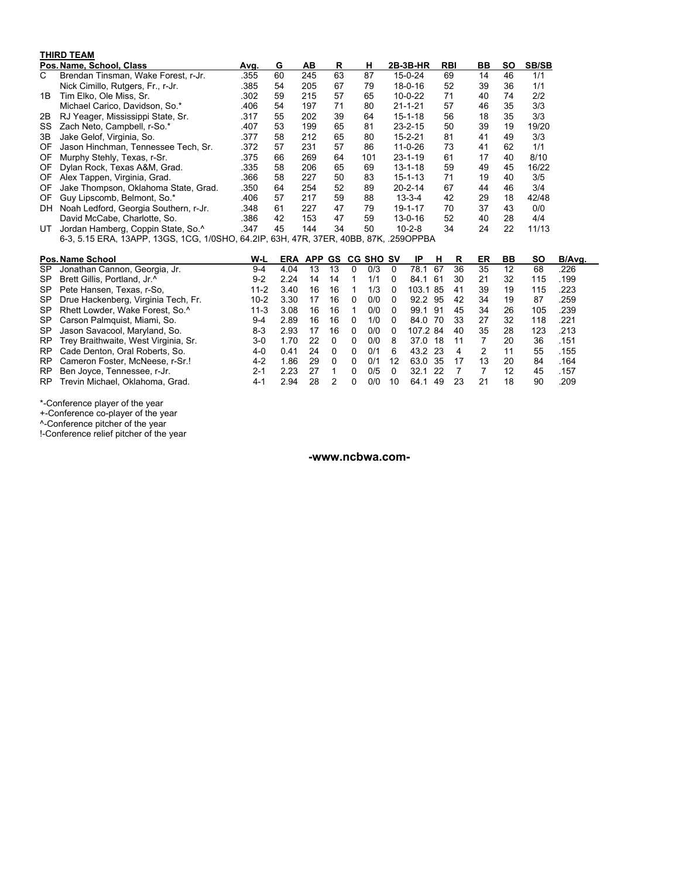**THIRD TEAM**

| Pos. | Name, School, Class | Avg. | G | AB | R | H | 2B-3B-HR | RBI | BB | SO | SB/SB |
|---|---|---|---|---|---|---|---|---|---|---|---|
| C | Brendan Tinsman, Wake Forest, r-Jr. | .355 | 60 | 245 | 63 | 87 | 15-0-24 | 69 | 14 | 46 | 1/1 |
| | Nick Cimillo, Rutgers, Fr., r-Jr. | .385 | 54 | 205 | 67 | 79 | 18-0-16 | 52 | 39 | 36 | 1/1 |
| 1B | Tim Elko, Ole Miss, Sr. | .302 | 59 | 215 | 57 | 65 | 10-0-22 | 71 | 40 | 74 | 2/2 |
| | Michael Carico, Davidson, So.* | .406 | 54 | 197 | 71 | 80 | 21-1-21 | 57 | 46 | 35 | 3/3 |
| 2B | RJ Yeager, Mississippi State, Sr. | .317 | 55 | 202 | 39 | 64 | 15-1-18 | 56 | 18 | 35 | 3/3 |
| SS | Zach Neto, Campbell, r-So.* | .407 | 53 | 199 | 65 | 81 | 23-2-15 | 50 | 39 | 19 | 19/20 |
| 3B | Jake Gelof, Virginia, So. | .377 | 58 | 212 | 65 | 80 | 15-2-21 | 81 | 41 | 49 | 3/3 |
| OF | Jason Hinchman, Tennessee Tech, Sr. | .372 | 57 | 231 | 57 | 86 | 11-0-26 | 73 | 41 | 62 | 1/1 |
| OF | Murphy Stehly, Texas, r-Sr. | .375 | 66 | 269 | 64 | 101 | 23-1-19 | 61 | 17 | 40 | 8/10 |
| OF | Dylan Rock, Texas A&M, Grad. | .335 | 58 | 206 | 65 | 69 | 13-1-18 | 59 | 49 | 45 | 16/22 |
| OF | Alex Tappen, Virginia, Grad. | .366 | 58 | 227 | 50 | 83 | 15-1-13 | 71 | 19 | 40 | 3/5 |
| OF | Jake Thompson, Oklahoma State, Grad. | .350 | 64 | 254 | 52 | 89 | 20-2-14 | 67 | 44 | 46 | 3/4 |
| OF | Guy Lipscomb, Belmont, So.* | .406 | 57 | 217 | 59 | 88 | 13-3-4 | 42 | 29 | 18 | 42/48 |
| DH | Noah Ledford, Georgia Southern, r-Jr. | .348 | 61 | 227 | 47 | 79 | 19-1-17 | 70 | 37 | 43 | 0/0 |
| | David McCabe, Charlotte, So. | .386 | 42 | 153 | 47 | 59 | 13-0-16 | 52 | 40 | 28 | 4/4 |
| UT | Jordan Hamberg, Coppin State, So.^ | .347 | 45 | 144 | 34 | 50 | 10-2-8 | 34 | 24 | 22 | 11/13 |

6-3, 5.15 ERA, 13APP, 13GS, 1CG, 1/0SHO, 64.2IP, 63H, 47R, 37ER, 40BB, 87K, .259OPPBA

| Pos. | Name School | W-L | ERA | APP | GS | CG | SHO | SV | IP | H | R | ER | BB | SO | B/Avg. |
|---|---|---|---|---|---|---|---|---|---|---|---|---|---|---|---|
| SP | Jonathan Cannon, Georgia, Jr. | 9-4 | 4.04 | 13 | 13 | 0 | 0/3 | 0 | 78.1 | 67 | 36 | 35 | 12 | 68 | .226 |
| SP | Brett Gillis, Portland, Jr.^ | 9-2 | 2.24 | 14 | 14 | 1 | 1/1 | 0 | 84.1 | 61 | 30 | 21 | 32 | 115 | .199 |
| SP | Pete Hansen, Texas, r-So, | 11-2 | 3.40 | 16 | 16 | 1 | 1/3 | 0 | 103.1 | 85 | 41 | 39 | 19 | 115 | .223 |
| SP | Drue Hackenberg, Virginia Tech, Fr. | 10-2 | 3.30 | 17 | 16 | 0 | 0/0 | 0 | 92.2 | 95 | 42 | 34 | 19 | 87 | .259 |
| SP | Rhett Lowder, Wake Forest, So.^ | 11-3 | 3.08 | 16 | 16 | 1 | 0/0 | 0 | 99.1 | 91 | 45 | 34 | 26 | 105 | .239 |
| SP | Carson Palmquist, Miami, So. | 9-4 | 2.89 | 16 | 16 | 0 | 1/0 | 0 | 84.0 | 70 | 33 | 27 | 32 | 118 | .221 |
| SP | Jason Savacool, Maryland, So. | 8-3 | 2.93 | 17 | 16 | 0 | 0/0 | 0 | 107.2 | 84 | 40 | 35 | 28 | 123 | .213 |
| RP | Trey Braithwaite, West Virginia, Sr. | 3-0 | 1.70 | 22 | 0 | 0 | 0/0 | 8 | 37.0 | 18 | 11 | 7 | 20 | 36 | .151 |
| RP | Cade Denton, Oral Roberts, So. | 4-0 | 0.41 | 24 | 0 | 0 | 0/1 | 6 | 43.2 | 23 | 4 | 2 | 11 | 55 | .155 |
| RP | Cameron Foster, McNeese, r-Sr.! | 4-2 | 1.86 | 29 | 0 | 0 | 0/1 | 12 | 63.0 | 35 | 17 | 13 | 20 | 84 | .164 |
| RP | Ben Joyce, Tennessee, r-Jr. | 2-1 | 2.23 | 27 | 1 | 0 | 0/5 | 0 | 32.1 | 22 | 7 | 7 | 12 | 45 | .157 |
| RP | Trevin Michael, Oklahoma, Grad. | 4-1 | 2.94 | 28 | 2 | 0 | 0/0 | 10 | 64.1 | 49 | 23 | 21 | 18 | 90 | .209 |

*-Conference player of the year
+-Conference co-player of the year
^-Conference pitcher of the year
!-Conference relief pitcher of the year

**-www.ncbwa.com-**